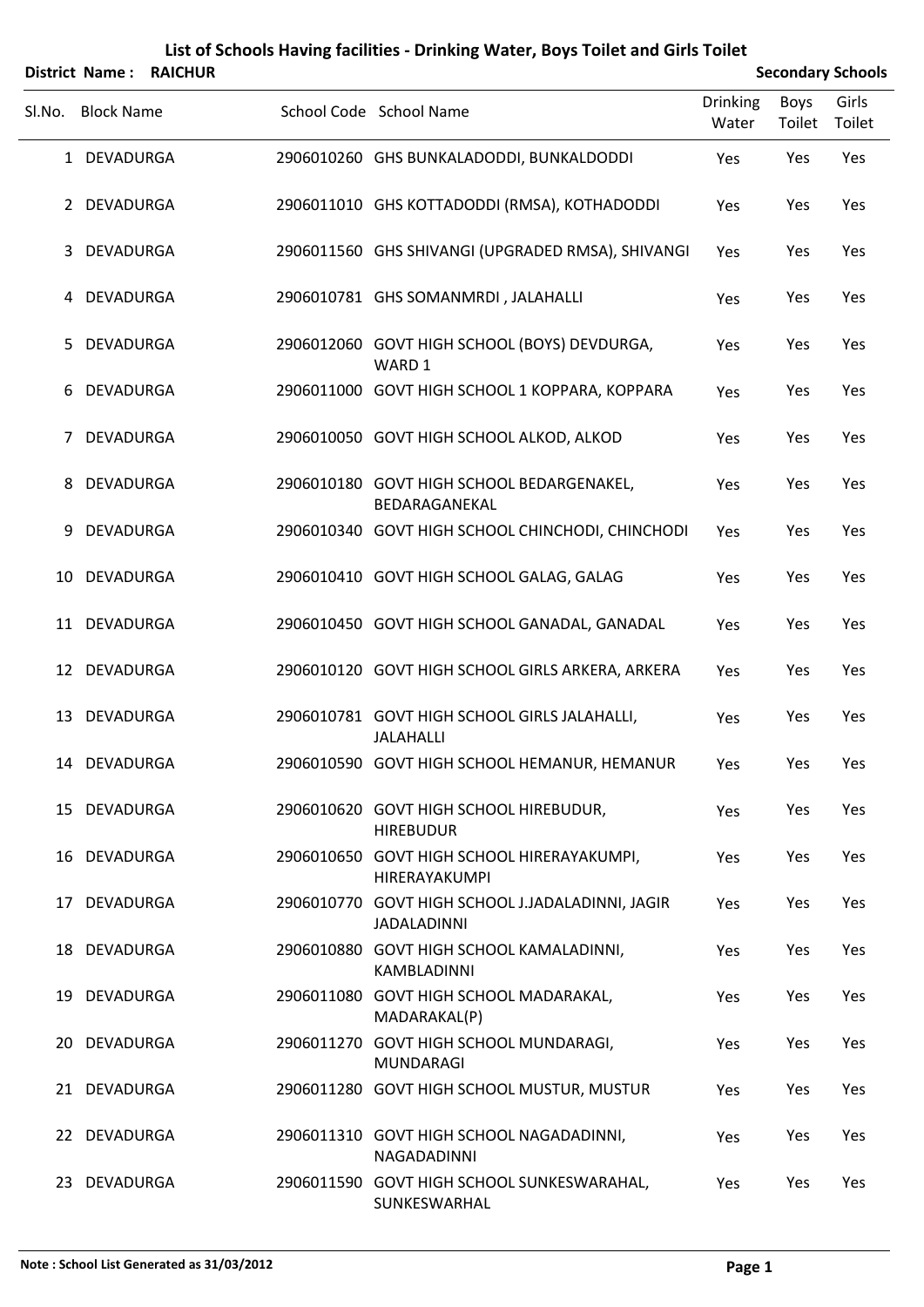# List of Schools Having facilities - Drinking Water, Boys Toilet and Girls Toilet

**District Name : RAICHUR** **Secondary Schools**

| Sl.No. | Block Name | School Code | School Name | Drinking Water | Boys Toilet | Girls Toilet |
|---|---|---|---|---|---|---|
| 1 | DEVADURGA | 2906010260 | GHS BUNKALADODDI, BUNKALDODDI | Yes | Yes | Yes |
| 2 | DEVADURGA | 2906011010 | GHS KOTTADODDI (RMSA), KOTHADODDI | Yes | Yes | Yes |
| 3 | DEVADURGA | 2906011560 | GHS SHIVANGI (UPGRADED RMSA), SHIVANGI | Yes | Yes | Yes |
| 4 | DEVADURGA | 2906010781 | GHS SOMANMRDI , JALAHALLI | Yes | Yes | Yes |
| 5 | DEVADURGA | 2906012060 | GOVT HIGH SCHOOL (BOYS) DEVDURGA, WARD 1 | Yes | Yes | Yes |
| 6 | DEVADURGA | 2906011000 | GOVT HIGH SCHOOL 1 KOPPARA, KOPPARA | Yes | Yes | Yes |
| 7 | DEVADURGA | 2906010050 | GOVT HIGH SCHOOL ALKOD, ALKOD | Yes | Yes | Yes |
| 8 | DEVADURGA | 2906010180 | GOVT HIGH SCHOOL BEDARGENAKEL, BEDARAGANEKAL | Yes | Yes | Yes |
| 9 | DEVADURGA | 2906010340 | GOVT HIGH SCHOOL CHINCHODI, CHINCHODI | Yes | Yes | Yes |
| 10 | DEVADURGA | 2906010410 | GOVT HIGH SCHOOL GALAG, GALAG | Yes | Yes | Yes |
| 11 | DEVADURGA | 2906010450 | GOVT HIGH SCHOOL GANADAL, GANADAL | Yes | Yes | Yes |
| 12 | DEVADURGA | 2906010120 | GOVT HIGH SCHOOL GIRLS ARKERA, ARKERA | Yes | Yes | Yes |
| 13 | DEVADURGA | 2906010781 | GOVT HIGH SCHOOL GIRLS JALAHALLI, JALAHALLI | Yes | Yes | Yes |
| 14 | DEVADURGA | 2906010590 | GOVT HIGH SCHOOL HEMANUR, HEMANUR | Yes | Yes | Yes |
| 15 | DEVADURGA | 2906010620 | GOVT HIGH SCHOOL HIREBUDUR, HIREBUDUR | Yes | Yes | Yes |
| 16 | DEVADURGA | 2906010650 | GOVT HIGH SCHOOL HIRERAYAKUMPI, HIRERAYAKUMPI | Yes | Yes | Yes |
| 17 | DEVADURGA | 2906010770 | GOVT HIGH SCHOOL J.JADALADINNI, JAGIR JADALADINNI | Yes | Yes | Yes |
| 18 | DEVADURGA | 2906010880 | GOVT HIGH SCHOOL KAMALADINNI, KAMBLADINNI | Yes | Yes | Yes |
| 19 | DEVADURGA | 2906011080 | GOVT HIGH SCHOOL MADARAKAL, MADARAKAL(P) | Yes | Yes | Yes |
| 20 | DEVADURGA | 2906011270 | GOVT HIGH SCHOOL MUNDARAGI, MUNDARAGI | Yes | Yes | Yes |
| 21 | DEVADURGA | 2906011280 | GOVT HIGH SCHOOL MUSTUR, MUSTUR | Yes | Yes | Yes |
| 22 | DEVADURGA | 2906011310 | GOVT HIGH SCHOOL NAGADADINNI, NAGADADINNI | Yes | Yes | Yes |
| 23 | DEVADURGA | 2906011590 | GOVT HIGH SCHOOL SUNKESWARAHAL, SUNKESWARHAL | Yes | Yes | Yes |

**Note : School List Generated as 31/03/2012**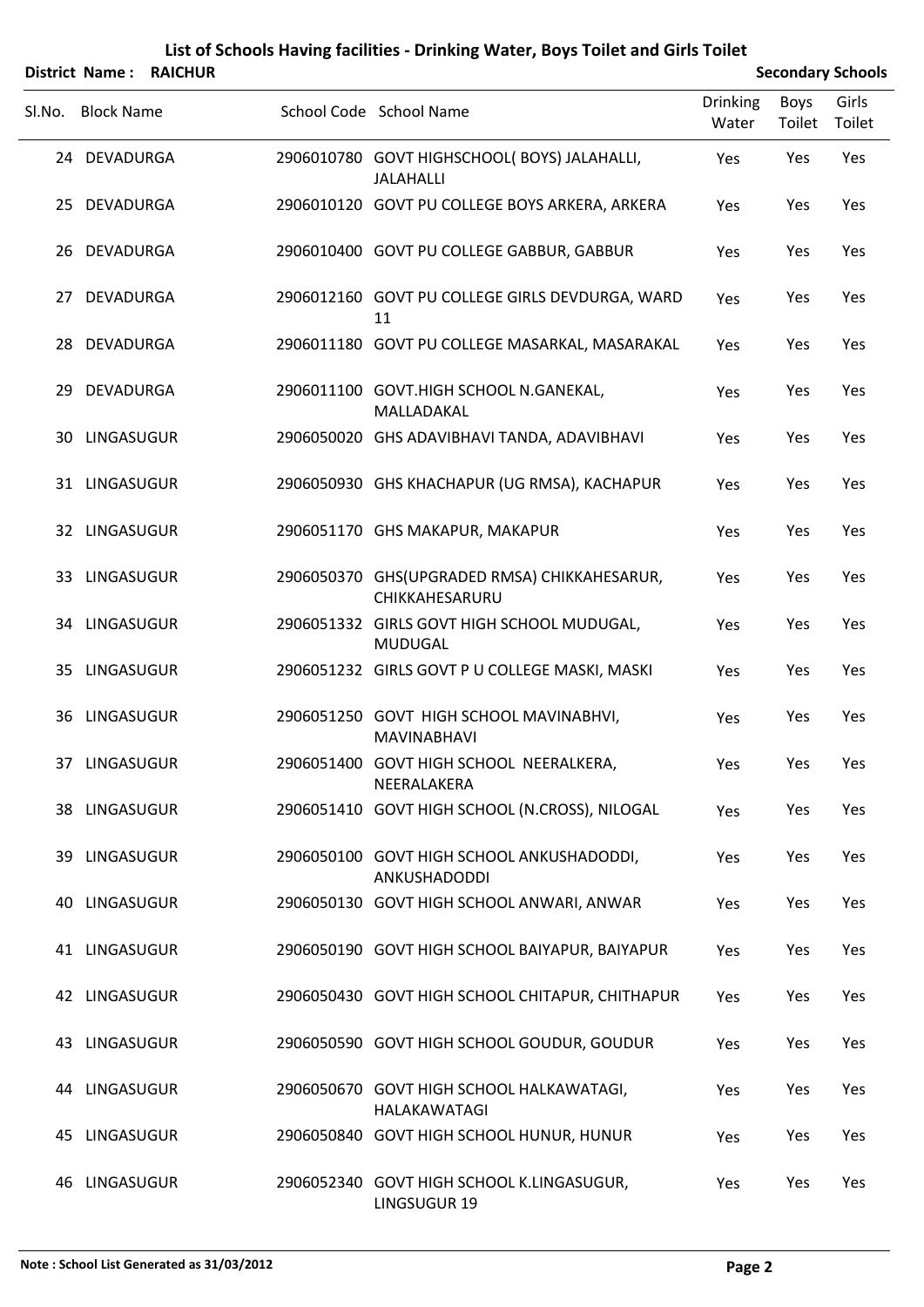# List of Schools Having facilities - Drinking Water, Boys Toilet and Girls Toilet

**District Name : RAICHUR** **Secondary Schools**

| Sl.No. | Block Name | School Code | School Name | Drinking Water | Boys Toilet | Girls Toilet |
|---|---|---|---|---|---|---|
| 24 | DEVADURGA | 2906010780 | GOVT HIGHSCHOOL( BOYS) JALAHALLI, JALAHALLI | Yes | Yes | Yes |
| 25 | DEVADURGA | 2906010120 | GOVT PU COLLEGE BOYS ARKERA, ARKERA | Yes | Yes | Yes |
| 26 | DEVADURGA | 2906010400 | GOVT PU COLLEGE GABBUR, GABBUR | Yes | Yes | Yes |
| 27 | DEVADURGA | 2906012160 | GOVT PU COLLEGE GIRLS DEVDURGA, WARD 11 | Yes | Yes | Yes |
| 28 | DEVADURGA | 2906011180 | GOVT PU COLLEGE MASARKAL, MASARAKAL | Yes | Yes | Yes |
| 29 | DEVADURGA | 2906011100 | GOVT.HIGH SCHOOL N.GANEKAL, MALLADAKAL | Yes | Yes | Yes |
| 30 | LINGASUGUR | 2906050020 | GHS ADAVIBHAVI TANDA, ADAVIBHAVI | Yes | Yes | Yes |
| 31 | LINGASUGUR | 2906050930 | GHS KHACHAPUR (UG RMSA), KACHAPUR | Yes | Yes | Yes |
| 32 | LINGASUGUR | 2906051170 | GHS MAKAPUR, MAKAPUR | Yes | Yes | Yes |
| 33 | LINGASUGUR | 2906050370 | GHS(UPGRADED RMSA) CHIKKAHESARUR, CHIKKAHESARURU | Yes | Yes | Yes |
| 34 | LINGASUGUR | 2906051332 | GIRLS GOVT HIGH SCHOOL MUDUGAL, MUDUGAL | Yes | Yes | Yes |
| 35 | LINGASUGUR | 2906051232 | GIRLS GOVT P U COLLEGE MASKI, MASKI | Yes | Yes | Yes |
| 36 | LINGASUGUR | 2906051250 | GOVT HIGH SCHOOL MAVINABHVI, MAVINABHAVI | Yes | Yes | Yes |
| 37 | LINGASUGUR | 2906051400 | GOVT HIGH SCHOOL NEERALKERA, NEERALAKERA | Yes | Yes | Yes |
| 38 | LINGASUGUR | 2906051410 | GOVT HIGH SCHOOL (N.CROSS), NILOGAL | Yes | Yes | Yes |
| 39 | LINGASUGUR | 2906050100 | GOVT HIGH SCHOOL ANKUSHADODDI, ANKUSHADODDI | Yes | Yes | Yes |
| 40 | LINGASUGUR | 2906050130 | GOVT HIGH SCHOOL ANWARI, ANWAR | Yes | Yes | Yes |
| 41 | LINGASUGUR | 2906050190 | GOVT HIGH SCHOOL BAIYAPUR, BAIYAPUR | Yes | Yes | Yes |
| 42 | LINGASUGUR | 2906050430 | GOVT HIGH SCHOOL CHITAPUR, CHITHAPUR | Yes | Yes | Yes |
| 43 | LINGASUGUR | 2906050590 | GOVT HIGH SCHOOL GOUDUR, GOUDUR | Yes | Yes | Yes |
| 44 | LINGASUGUR | 2906050670 | GOVT HIGH SCHOOL HALKAWATAGI, HALAKAWATAGI | Yes | Yes | Yes |
| 45 | LINGASUGUR | 2906050840 | GOVT HIGH SCHOOL HUNUR, HUNUR | Yes | Yes | Yes |
| 46 | LINGASUGUR | 2906052340 | GOVT HIGH SCHOOL K.LINGASUGUR, LINGSUGUR 19 | Yes | Yes | Yes |

**Note : School List Generated as 31/03/2012**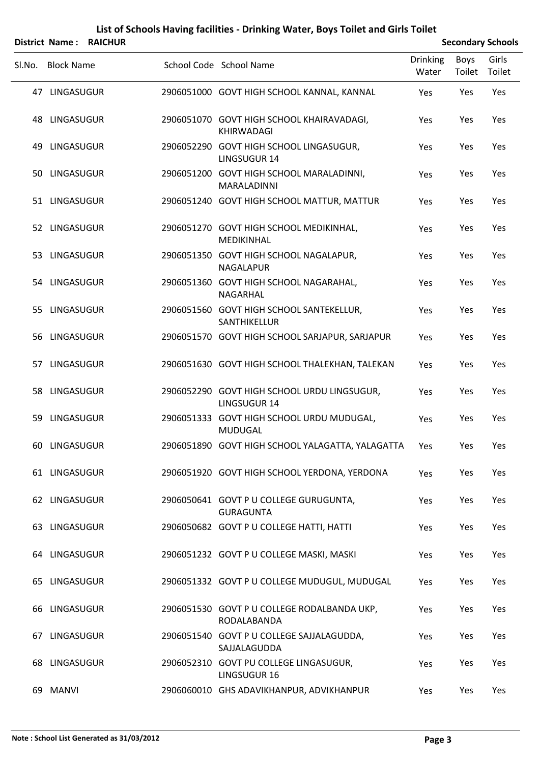# List of Schools Having facilities - Drinking Water, Boys Toilet and Girls Toilet

**District Name : RAICHUR** **Secondary Schools**

| Sl.No. | Block Name | School Code | School Name | Drinking Water | Boys Toilet | Girls Toilet |
|---|---|---|---|---|---|---|
| 47 | LINGASUGUR | 2906051000 | GOVT HIGH SCHOOL KANNAL, KANNAL | Yes | Yes | Yes |
| 48 | LINGASUGUR | 2906051070 | GOVT HIGH SCHOOL KHAIRAVADAGI, KHIRWADAGI | Yes | Yes | Yes |
| 49 | LINGASUGUR | 2906052290 | GOVT HIGH SCHOOL LINGASUGUR, LINGSUGUR 14 | Yes | Yes | Yes |
| 50 | LINGASUGUR | 2906051200 | GOVT HIGH SCHOOL MARALADINNI, MARALADINNI | Yes | Yes | Yes |
| 51 | LINGASUGUR | 2906051240 | GOVT HIGH SCHOOL MATTUR, MATTUR | Yes | Yes | Yes |
| 52 | LINGASUGUR | 2906051270 | GOVT HIGH SCHOOL MEDIKINHAL, MEDIKINHAL | Yes | Yes | Yes |
| 53 | LINGASUGUR | 2906051350 | GOVT HIGH SCHOOL NAGALAPUR, NAGALAPUR | Yes | Yes | Yes |
| 54 | LINGASUGUR | 2906051360 | GOVT HIGH SCHOOL NAGARAHAL, NAGARHAL | Yes | Yes | Yes |
| 55 | LINGASUGUR | 2906051560 | GOVT HIGH SCHOOL SANTEKELLUR, SANTHIKELLUR | Yes | Yes | Yes |
| 56 | LINGASUGUR | 2906051570 | GOVT HIGH SCHOOL SARJAPUR, SARJAPUR | Yes | Yes | Yes |
| 57 | LINGASUGUR | 2906051630 | GOVT HIGH SCHOOL THALEKHAN, TALEKAN | Yes | Yes | Yes |
| 58 | LINGASUGUR | 2906052290 | GOVT HIGH SCHOOL URDU LINGSUGUR, LINGSUGUR 14 | Yes | Yes | Yes |
| 59 | LINGASUGUR | 2906051333 | GOVT HIGH SCHOOL URDU MUDUGAL, MUDUGAL | Yes | Yes | Yes |
| 60 | LINGASUGUR | 2906051890 | GOVT HIGH SCHOOL YALAGATTA, YALAGATTA | Yes | Yes | Yes |
| 61 | LINGASUGUR | 2906051920 | GOVT HIGH SCHOOL YERDONA, YERDONA | Yes | Yes | Yes |
| 62 | LINGASUGUR | 2906050641 | GOVT P U COLLEGE GURUGUNTA, GURAGUNTA | Yes | Yes | Yes |
| 63 | LINGASUGUR | 2906050682 | GOVT P U COLLEGE HATTI, HATTI | Yes | Yes | Yes |
| 64 | LINGASUGUR | 2906051232 | GOVT P U COLLEGE MASKI, MASKI | Yes | Yes | Yes |
| 65 | LINGASUGUR | 2906051332 | GOVT P U COLLEGE MUDUGUL, MUDUGAL | Yes | Yes | Yes |
| 66 | LINGASUGUR | 2906051530 | GOVT P U COLLEGE RODALBANDA UKP, RODALABANDA | Yes | Yes | Yes |
| 67 | LINGASUGUR | 2906051540 | GOVT P U COLLEGE SAJJALAGUDDA, SAJJALAGUDDA | Yes | Yes | Yes |
| 68 | LINGASUGUR | 2906052310 | GOVT PU COLLEGE LINGASUGUR, LINGSUGUR 16 | Yes | Yes | Yes |
| 69 | MANVI | 2906060010 | GHS ADAVIKHANPUR, ADVIKHANPUR | Yes | Yes | Yes |

**Note : School List Generated as 31/03/2012**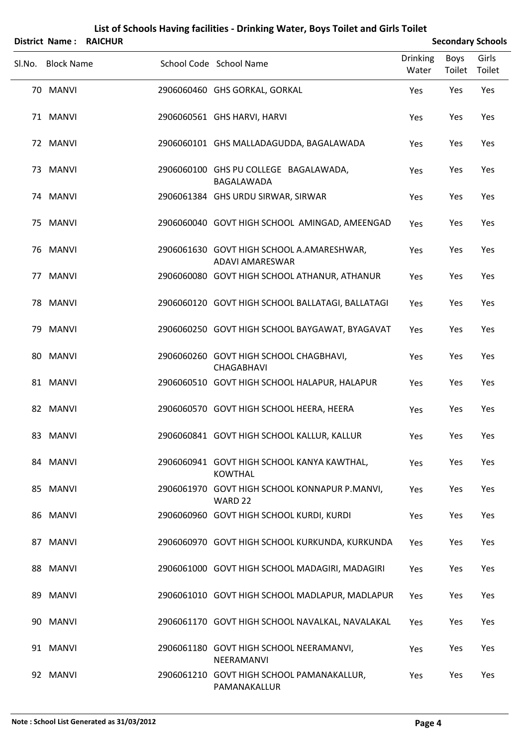# List of Schools Having facilities - Drinking Water, Boys Toilet and Girls Toilet

**District Name : RAICHUR** **Secondary Schools**

| Sl.No. | Block Name | School Code | School Name | Drinking Water | Boys Toilet | Girls Toilet |
|---|---|---|---|---|---|---|
| 70 | MANVI | 2906060460 | GHS GORKAL, GORKAL | Yes | Yes | Yes |
| 71 | MANVI | 2906060561 | GHS HARVI, HARVI | Yes | Yes | Yes |
| 72 | MANVI | 2906060101 | GHS MALLADAGUDDA, BAGALAWADA | Yes | Yes | Yes |
| 73 | MANVI | 2906060100 | GHS PU COLLEGE BAGALAWADA, BAGALAWADA | Yes | Yes | Yes |
| 74 | MANVI | 2906061384 | GHS URDU SIRWAR, SIRWAR | Yes | Yes | Yes |
| 75 | MANVI | 2906060040 | GOVT HIGH SCHOOL AMINGAD, AMEENGAD | Yes | Yes | Yes |
| 76 | MANVI | 2906061630 | GOVT HIGH SCHOOL A.AMARESHWAR, ADAVI AMARESWAR | Yes | Yes | Yes |
| 77 | MANVI | 2906060080 | GOVT HIGH SCHOOL ATHANUR, ATHANUR | Yes | Yes | Yes |
| 78 | MANVI | 2906060120 | GOVT HIGH SCHOOL BALLATAGI, BALLATAGI | Yes | Yes | Yes |
| 79 | MANVI | 2906060250 | GOVT HIGH SCHOOL BAYGAWAT, BYAGAVAT | Yes | Yes | Yes |
| 80 | MANVI | 2906060260 | GOVT HIGH SCHOOL CHAGBHAVI, CHAGABHAVI | Yes | Yes | Yes |
| 81 | MANVI | 2906060510 | GOVT HIGH SCHOOL HALAPUR, HALAPUR | Yes | Yes | Yes |
| 82 | MANVI | 2906060570 | GOVT HIGH SCHOOL HEERA, HEERA | Yes | Yes | Yes |
| 83 | MANVI | 2906060841 | GOVT HIGH SCHOOL KALLUR, KALLUR | Yes | Yes | Yes |
| 84 | MANVI | 2906060941 | GOVT HIGH SCHOOL KANYA KAWTHAL, KOWTHAL | Yes | Yes | Yes |
| 85 | MANVI | 2906061970 | GOVT HIGH SCHOOL KONNAPUR P.MANVI, WARD 22 | Yes | Yes | Yes |
| 86 | MANVI | 2906060960 | GOVT HIGH SCHOOL KURDI, KURDI | Yes | Yes | Yes |
| 87 | MANVI | 2906060970 | GOVT HIGH SCHOOL KURKUNDA, KURKUNDA | Yes | Yes | Yes |
| 88 | MANVI | 2906061000 | GOVT HIGH SCHOOL MADAGIRI, MADAGIRI | Yes | Yes | Yes |
| 89 | MANVI | 2906061010 | GOVT HIGH SCHOOL MADLAPUR, MADLAPUR | Yes | Yes | Yes |
| 90 | MANVI | 2906061170 | GOVT HIGH SCHOOL NAVALKAL, NAVALAKAL | Yes | Yes | Yes |
| 91 | MANVI | 2906061180 | GOVT HIGH SCHOOL NEERAMANVI, NEERAMANVI | Yes | Yes | Yes |
| 92 | MANVI | 2906061210 | GOVT HIGH SCHOOL PAMANAKALLUR, PAMANAKALLUR | Yes | Yes | Yes |

**Note : School List Generated as 31/03/2012**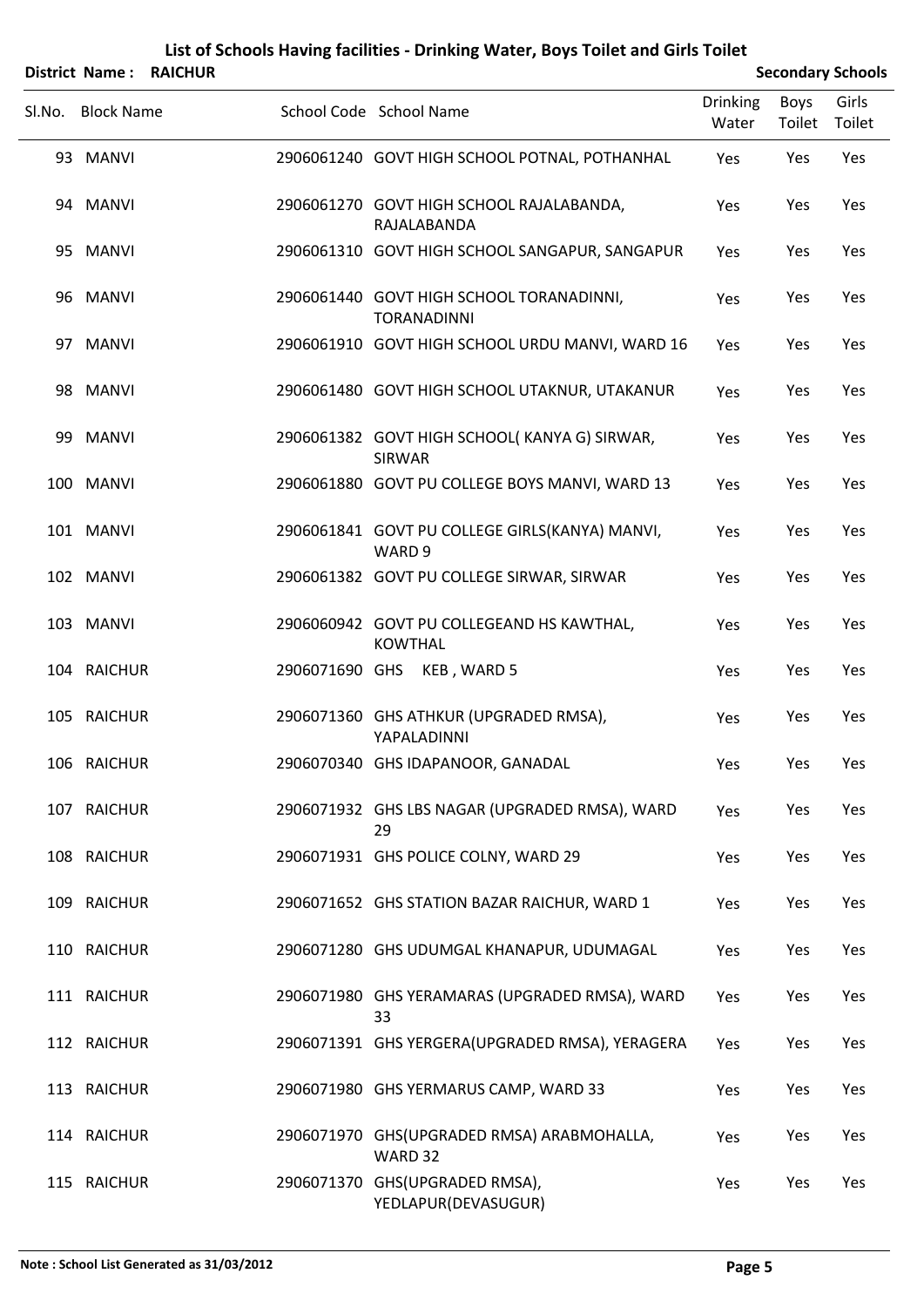## List of Schools Having facilities - Drinking Water, Boys Toilet and Girls Toilet

**District Name : RAICHUR** — **Secondary Schools**

| Sl.No. | Block Name | School Code | School Name | Drinking Water | Boys Toilet | Girls Toilet |
|---|---|---|---|---|---|---|
| 93 | MANVI | 2906061240 | GOVT HIGH SCHOOL POTNAL, POTHANHAL | Yes | Yes | Yes |
| 94 | MANVI | 2906061270 | GOVT HIGH SCHOOL RAJALABANDA, RAJALABANDA | Yes | Yes | Yes |
| 95 | MANVI | 2906061310 | GOVT HIGH SCHOOL SANGAPUR, SANGAPUR | Yes | Yes | Yes |
| 96 | MANVI | 2906061440 | GOVT HIGH SCHOOL TORANADINNI, TORANADINNI | Yes | Yes | Yes |
| 97 | MANVI | 2906061910 | GOVT HIGH SCHOOL URDU MANVI, WARD 16 | Yes | Yes | Yes |
| 98 | MANVI | 2906061480 | GOVT HIGH SCHOOL UTAKNUR, UTAKANUR | Yes | Yes | Yes |
| 99 | MANVI | 2906061382 | GOVT HIGH SCHOOL( KANYA G) SIRWAR, SIRWAR | Yes | Yes | Yes |
| 100 | MANVI | 2906061880 | GOVT PU COLLEGE BOYS MANVI, WARD 13 | Yes | Yes | Yes |
| 101 | MANVI | 2906061841 | GOVT PU COLLEGE GIRLS(KANYA) MANVI, WARD 9 | Yes | Yes | Yes |
| 102 | MANVI | 2906061382 | GOVT PU COLLEGE SIRWAR, SIRWAR | Yes | Yes | Yes |
| 103 | MANVI | 2906060942 | GOVT PU COLLEGEAND HS KAWTHAL, KOWTHAL | Yes | Yes | Yes |
| 104 | RAICHUR | 2906071690 | GHS KEB , WARD 5 | Yes | Yes | Yes |
| 105 | RAICHUR | 2906071360 | GHS ATHKUR (UPGRADED RMSA), YAPALADINNI | Yes | Yes | Yes |
| 106 | RAICHUR | 2906070340 | GHS IDAPANOOR, GANADAL | Yes | Yes | Yes |
| 107 | RAICHUR | 2906071932 | GHS LBS NAGAR (UPGRADED RMSA), WARD 29 | Yes | Yes | Yes |
| 108 | RAICHUR | 2906071931 | GHS POLICE COLNY, WARD 29 | Yes | Yes | Yes |
| 109 | RAICHUR | 2906071652 | GHS STATION BAZAR RAICHUR, WARD 1 | Yes | Yes | Yes |
| 110 | RAICHUR | 2906071280 | GHS UDUMGAL KHANAPUR, UDUMAGAL | Yes | Yes | Yes |
| 111 | RAICHUR | 2906071980 | GHS YERAMARAS (UPGRADED RMSA), WARD 33 | Yes | Yes | Yes |
| 112 | RAICHUR | 2906071391 | GHS YERGERA(UPGRADED RMSA), YERAGERA | Yes | Yes | Yes |
| 113 | RAICHUR | 2906071980 | GHS YERMARUS CAMP, WARD 33 | Yes | Yes | Yes |
| 114 | RAICHUR | 2906071970 | GHS(UPGRADED RMSA) ARABMOHALLA, WARD 32 | Yes | Yes | Yes |
| 115 | RAICHUR | 2906071370 | GHS(UPGRADED RMSA), YEDLAPUR(DEVASUGUR) | Yes | Yes | Yes |

**Note : School List Generated as 31/03/2012**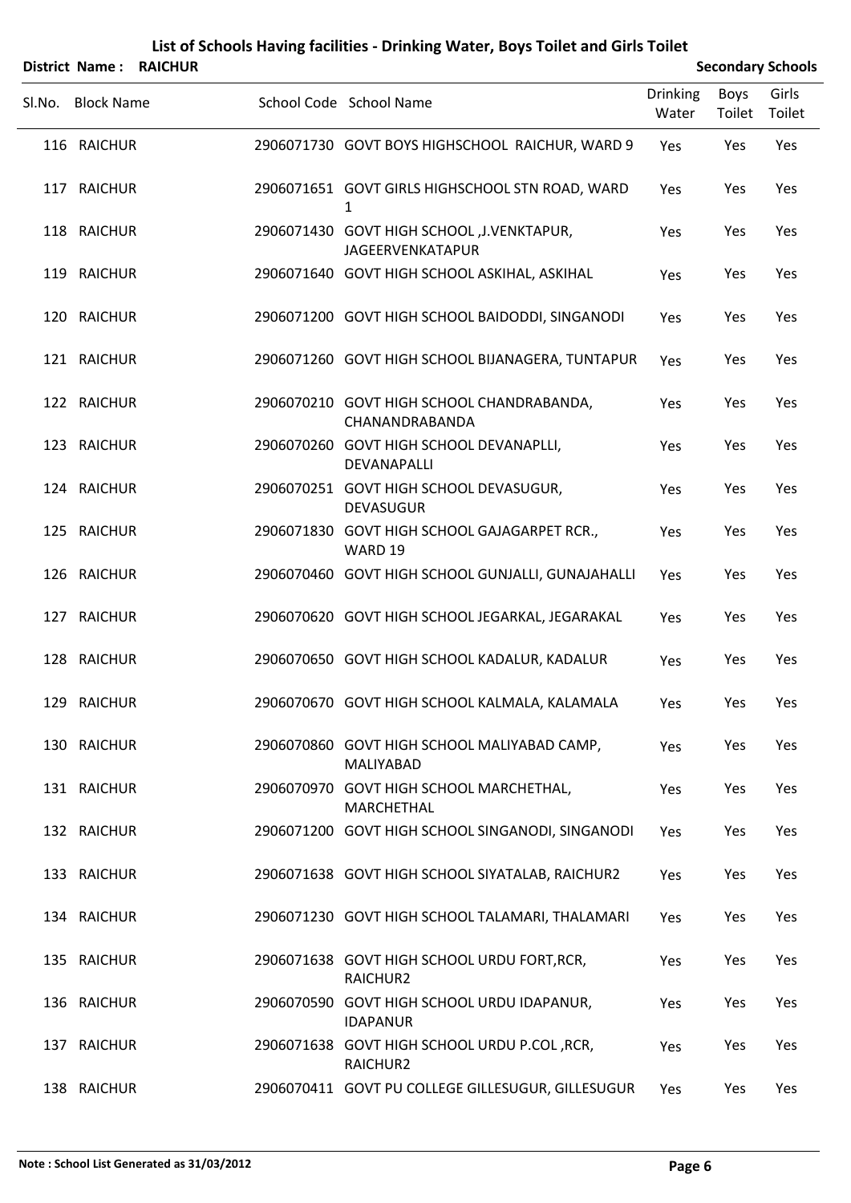# List of Schools Having facilities - Drinking Water, Boys Toilet and Girls Toilet

**District Name : RAICHUR** **Secondary Schools**

| Sl.No. | Block Name | School Code | School Name | Drinking Water | Boys Toilet | Girls Toilet |
|---|---|---|---|---|---|---|
| 116 | RAICHUR | 2906071730 | GOVT BOYS HIGHSCHOOL RAICHUR, WARD 9 | Yes | Yes | Yes |
| 117 | RAICHUR | 2906071651 | GOVT GIRLS HIGHSCHOOL STN ROAD, WARD 1 | Yes | Yes | Yes |
| 118 | RAICHUR | 2906071430 | GOVT HIGH SCHOOL ,J.VENKTAPUR, JAGEERVENKATAPUR | Yes | Yes | Yes |
| 119 | RAICHUR | 2906071640 | GOVT HIGH SCHOOL ASKIHAL, ASKIHAL | Yes | Yes | Yes |
| 120 | RAICHUR | 2906071200 | GOVT HIGH SCHOOL BAIDODDI, SINGANODI | Yes | Yes | Yes |
| 121 | RAICHUR | 2906071260 | GOVT HIGH SCHOOL BIJANAGERA, TUNTAPUR | Yes | Yes | Yes |
| 122 | RAICHUR | 2906070210 | GOVT HIGH SCHOOL CHANDRABANDA, CHANANDRABANDA | Yes | Yes | Yes |
| 123 | RAICHUR | 2906070260 | GOVT HIGH SCHOOL DEVANAPLLI, DEVANAPALLI | Yes | Yes | Yes |
| 124 | RAICHUR | 2906070251 | GOVT HIGH SCHOOL DEVASUGUR, DEVASUGUR | Yes | Yes | Yes |
| 125 | RAICHUR | 2906071830 | GOVT HIGH SCHOOL GAJAGARPET RCR., WARD 19 | Yes | Yes | Yes |
| 126 | RAICHUR | 2906070460 | GOVT HIGH SCHOOL GUNJALLI, GUNAJAHALLI | Yes | Yes | Yes |
| 127 | RAICHUR | 2906070620 | GOVT HIGH SCHOOL JEGARKAL, JEGARAKAL | Yes | Yes | Yes |
| 128 | RAICHUR | 2906070650 | GOVT HIGH SCHOOL KADALUR, KADALUR | Yes | Yes | Yes |
| 129 | RAICHUR | 2906070670 | GOVT HIGH SCHOOL KALMALA, KALAMALA | Yes | Yes | Yes |
| 130 | RAICHUR | 2906070860 | GOVT HIGH SCHOOL MALIYABAD CAMP, MALIYABAD | Yes | Yes | Yes |
| 131 | RAICHUR | 2906070970 | GOVT HIGH SCHOOL MARCHETHAL, MARCHETHAL | Yes | Yes | Yes |
| 132 | RAICHUR | 2906071200 | GOVT HIGH SCHOOL SINGANODI, SINGANODI | Yes | Yes | Yes |
| 133 | RAICHUR | 2906071638 | GOVT HIGH SCHOOL SIYATALAB, RAICHUR2 | Yes | Yes | Yes |
| 134 | RAICHUR | 2906071230 | GOVT HIGH SCHOOL TALAMARI, THALAMARI | Yes | Yes | Yes |
| 135 | RAICHUR | 2906071638 | GOVT HIGH SCHOOL URDU FORT,RCR, RAICHUR2 | Yes | Yes | Yes |
| 136 | RAICHUR | 2906070590 | GOVT HIGH SCHOOL URDU IDAPANUR, IDAPANUR | Yes | Yes | Yes |
| 137 | RAICHUR | 2906071638 | GOVT HIGH SCHOOL URDU P.COL ,RCR, RAICHUR2 | Yes | Yes | Yes |
| 138 | RAICHUR | 2906070411 | GOVT PU COLLEGE GILLESUGUR, GILLESUGUR | Yes | Yes | Yes |

**Note : School List Generated as 31/03/2012**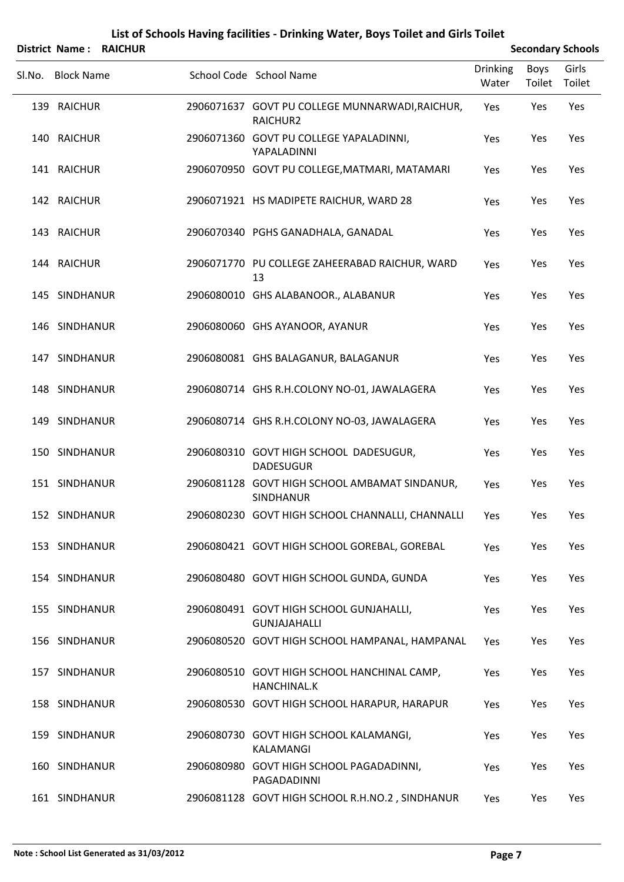# List of Schools Having facilities - Drinking Water, Boys Toilet and Girls Toilet

**District Name : RAICHUR** **Secondary Schools**

| Sl.No. | Block Name | School Code | School Name | Drinking Water | Boys Toilet | Girls Toilet |
|---|---|---|---|---|---|---|
| 139 | RAICHUR | 2906071637 | GOVT PU COLLEGE MUNNARWADI,RAICHUR, RAICHUR2 | Yes | Yes | Yes |
| 140 | RAICHUR | 2906071360 | GOVT PU COLLEGE YAPALADINNI, YAPALADINNI | Yes | Yes | Yes |
| 141 | RAICHUR | 2906070950 | GOVT PU COLLEGE,MATMARI, MATAMARI | Yes | Yes | Yes |
| 142 | RAICHUR | 2906071921 | HS MADIPETE RAICHUR, WARD 28 | Yes | Yes | Yes |
| 143 | RAICHUR | 2906070340 | PGHS GANADHALA, GANADAL | Yes | Yes | Yes |
| 144 | RAICHUR | 2906071770 | PU COLLEGE ZAHEERABAD RAICHUR, WARD 13 | Yes | Yes | Yes |
| 145 | SINDHANUR | 2906080010 | GHS ALABANOOR., ALABANUR | Yes | Yes | Yes |
| 146 | SINDHANUR | 2906080060 | GHS AYANOOR, AYANUR | Yes | Yes | Yes |
| 147 | SINDHANUR | 2906080081 | GHS BALAGANUR, BALAGANUR | Yes | Yes | Yes |
| 148 | SINDHANUR | 2906080714 | GHS R.H.COLONY NO-01, JAWALAGERA | Yes | Yes | Yes |
| 149 | SINDHANUR | 2906080714 | GHS R.H.COLONY NO-03, JAWALAGERA | Yes | Yes | Yes |
| 150 | SINDHANUR | 2906080310 | GOVT HIGH SCHOOL DADESUGUR, DADESUGUR | Yes | Yes | Yes |
| 151 | SINDHANUR | 2906081128 | GOVT HIGH SCHOOL AMBAMAT SINDANUR, SINDHANUR | Yes | Yes | Yes |
| 152 | SINDHANUR | 2906080230 | GOVT HIGH SCHOOL CHANNALLI, CHANNALLI | Yes | Yes | Yes |
| 153 | SINDHANUR | 2906080421 | GOVT HIGH SCHOOL GOREBAL, GOREBAL | Yes | Yes | Yes |
| 154 | SINDHANUR | 2906080480 | GOVT HIGH SCHOOL GUNDA, GUNDA | Yes | Yes | Yes |
| 155 | SINDHANUR | 2906080491 | GOVT HIGH SCHOOL GUNJAHALLI, GUNJAJAHALLI | Yes | Yes | Yes |
| 156 | SINDHANUR | 2906080520 | GOVT HIGH SCHOOL HAMPANAL, HAMPANAL | Yes | Yes | Yes |
| 157 | SINDHANUR | 2906080510 | GOVT HIGH SCHOOL HANCHINAL CAMP, HANCHINAL.K | Yes | Yes | Yes |
| 158 | SINDHANUR | 2906080530 | GOVT HIGH SCHOOL HARAPUR, HARAPUR | Yes | Yes | Yes |
| 159 | SINDHANUR | 2906080730 | GOVT HIGH SCHOOL KALAMANGI, KALAMANGI | Yes | Yes | Yes |
| 160 | SINDHANUR | 2906080980 | GOVT HIGH SCHOOL PAGADADINNI, PAGADADINNI | Yes | Yes | Yes |
| 161 | SINDHANUR | 2906081128 | GOVT HIGH SCHOOL R.H.NO.2 , SINDHANUR | Yes | Yes | Yes |

**Note : School List Generated as 31/03/2012**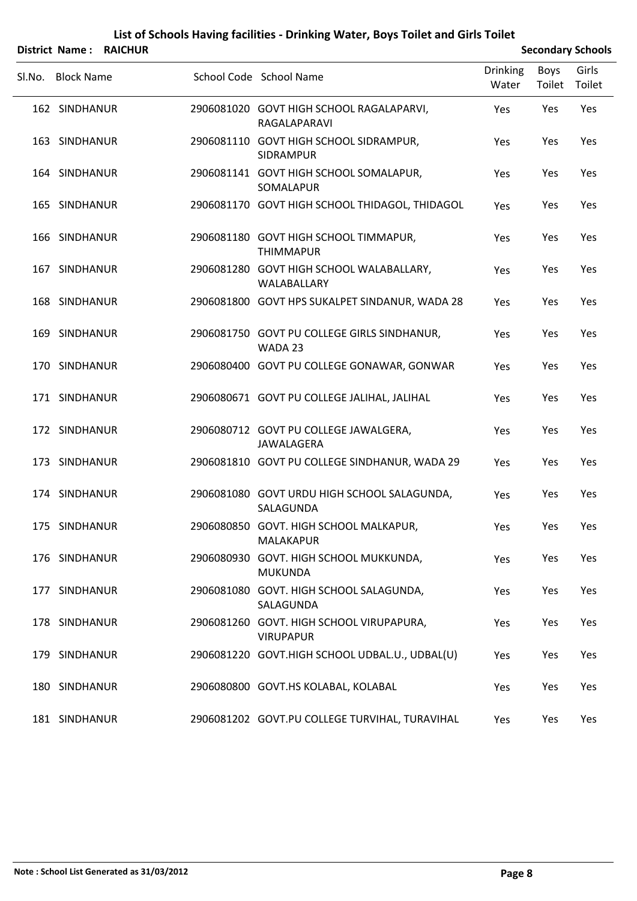# List of Schools Having facilities - Drinking Water, Boys Toilet and Girls Toilet

**District Name : RAICHUR** **Secondary Schools**

| Sl.No. | Block Name | School Code | School Name | Drinking Water | Boys Toilet | Girls Toilet |
|---|---|---|---|---|---|---|
| 162 | SINDHANUR | 2906081020 | GOVT HIGH SCHOOL RAGALAPARVI, RAGALAPARAVI | Yes | Yes | Yes |
| 163 | SINDHANUR | 2906081110 | GOVT HIGH SCHOOL SIDRAMPUR, SIDRAMPUR | Yes | Yes | Yes |
| 164 | SINDHANUR | 2906081141 | GOVT HIGH SCHOOL SOMALAPUR, SOMALAPUR | Yes | Yes | Yes |
| 165 | SINDHANUR | 2906081170 | GOVT HIGH SCHOOL THIDAGOL, THIDAGOL | Yes | Yes | Yes |
| 166 | SINDHANUR | 2906081180 | GOVT HIGH SCHOOL TIMMAPUR, THIMMAPUR | Yes | Yes | Yes |
| 167 | SINDHANUR | 2906081280 | GOVT HIGH SCHOOL WALABALLARY, WALABALLARY | Yes | Yes | Yes |
| 168 | SINDHANUR | 2906081800 | GOVT HPS SUKALPET SINDANUR, WADA 28 | Yes | Yes | Yes |
| 169 | SINDHANUR | 2906081750 | GOVT PU COLLEGE GIRLS SINDHANUR, WADA 23 | Yes | Yes | Yes |
| 170 | SINDHANUR | 2906080400 | GOVT PU COLLEGE GONAWAR, GONWAR | Yes | Yes | Yes |
| 171 | SINDHANUR | 2906080671 | GOVT PU COLLEGE JALIHAL, JALIHAL | Yes | Yes | Yes |
| 172 | SINDHANUR | 2906080712 | GOVT PU COLLEGE JAWALGERA, JAWALAGERA | Yes | Yes | Yes |
| 173 | SINDHANUR | 2906081810 | GOVT PU COLLEGE SINDHANUR, WADA 29 | Yes | Yes | Yes |
| 174 | SINDHANUR | 2906081080 | GOVT URDU HIGH SCHOOL SALAGUNDA, SALAGUNDA | Yes | Yes | Yes |
| 175 | SINDHANUR | 2906080850 | GOVT. HIGH SCHOOL MALKAPUR, MALAKAPUR | Yes | Yes | Yes |
| 176 | SINDHANUR | 2906080930 | GOVT. HIGH SCHOOL MUKKUNDA, MUKUNDA | Yes | Yes | Yes |
| 177 | SINDHANUR | 2906081080 | GOVT. HIGH SCHOOL SALAGUNDA, SALAGUNDA | Yes | Yes | Yes |
| 178 | SINDHANUR | 2906081260 | GOVT. HIGH SCHOOL VIRUPAPURA, VIRUPAPUR | Yes | Yes | Yes |
| 179 | SINDHANUR | 2906081220 | GOVT.HIGH SCHOOL UDBAL.U., UDBAL(U) | Yes | Yes | Yes |
| 180 | SINDHANUR | 2906080800 | GOVT.HS KOLABAL, KOLABAL | Yes | Yes | Yes |
| 181 | SINDHANUR | 2906081202 | GOVT.PU COLLEGE TURVIHAL, TURAVIHAL | Yes | Yes | Yes |

**Note : School List Generated as 31/03/2012**